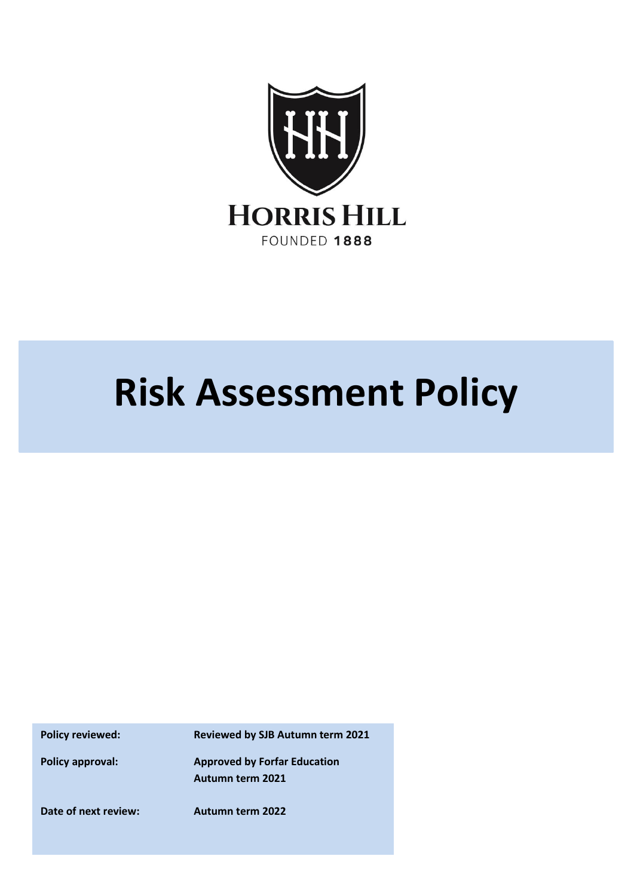HORRIS HILL

FOUNDED 1888

# Risk Assessment Policy

| | |
|---|---|
| **Policy reviewed:** | **Reviewed by SJB Autumn term 2021** |
| **Policy approval:** | **Approved by Forfar Education Autumn term 2021** |
| **Date of next review:** | **Autumn term 2022** |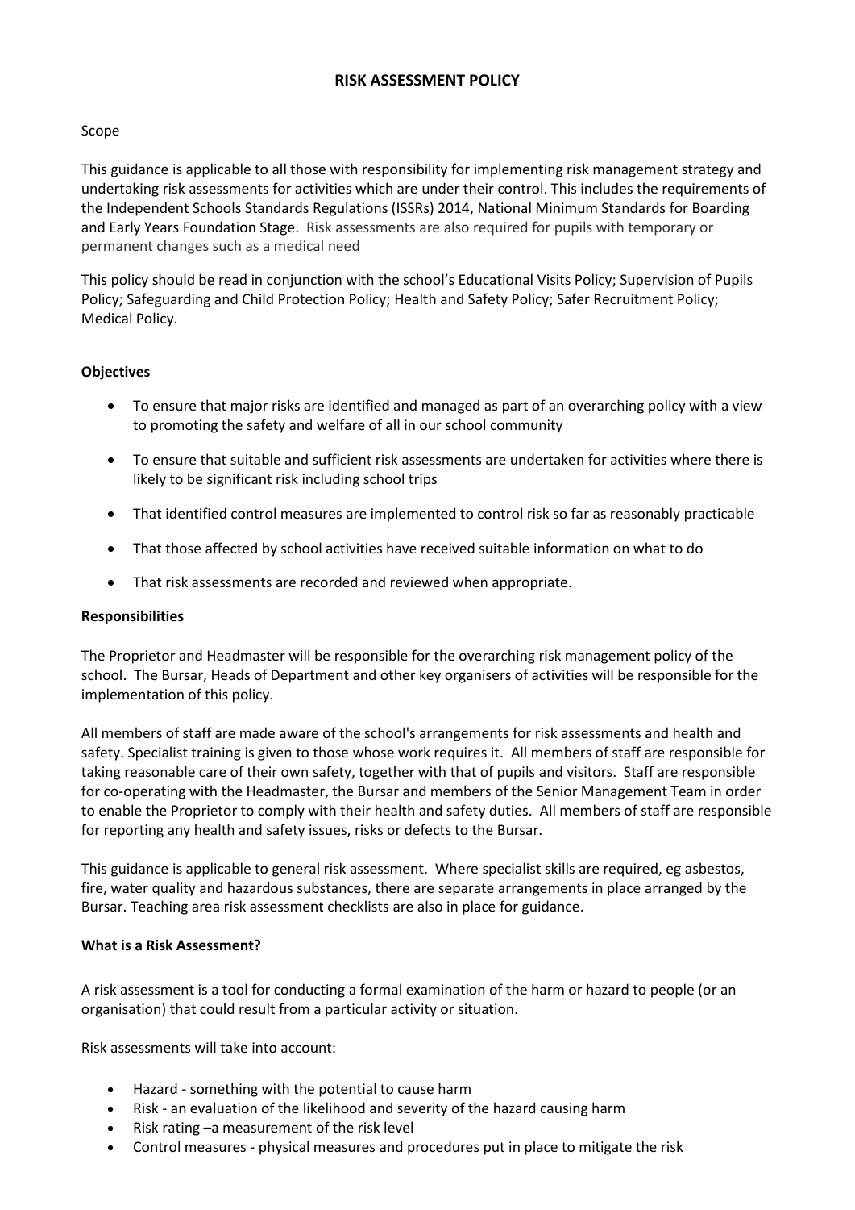## RISK ASSESSMENT POLICY

Scope

This guidance is applicable to all those with responsibility for implementing risk management strategy and undertaking risk assessments for activities which are under their control. This includes the requirements of the Independent Schools Standards Regulations (ISSRs) 2014, National Minimum Standards for Boarding and Early Years Foundation Stage. Risk assessments are also required for pupils with temporary or permanent changes such as a medical need

This policy should be read in conjunction with the school's Educational Visits Policy; Supervision of Pupils Policy; Safeguarding and Child Protection Policy; Health and Safety Policy; Safer Recruitment Policy; Medical Policy.

**Objectives**

- To ensure that major risks are identified and managed as part of an overarching policy with a view to promoting the safety and welfare of all in our school community
- To ensure that suitable and sufficient risk assessments are undertaken for activities where there is likely to be significant risk including school trips
- That identified control measures are implemented to control risk so far as reasonably practicable
- That those affected by school activities have received suitable information on what to do
- That risk assessments are recorded and reviewed when appropriate.

**Responsibilities**

The Proprietor and Headmaster will be responsible for the overarching risk management policy of the school. The Bursar, Heads of Department and other key organisers of activities will be responsible for the implementation of this policy.

All members of staff are made aware of the school's arrangements for risk assessments and health and safety. Specialist training is given to those whose work requires it. All members of staff are responsible for taking reasonable care of their own safety, together with that of pupils and visitors. Staff are responsible for co-operating with the Headmaster, the Bursar and members of the Senior Management Team in order to enable the Proprietor to comply with their health and safety duties. All members of staff are responsible for reporting any health and safety issues, risks or defects to the Bursar.

This guidance is applicable to general risk assessment. Where specialist skills are required, eg asbestos, fire, water quality and hazardous substances, there are separate arrangements in place arranged by the Bursar. Teaching area risk assessment checklists are also in place for guidance.

**What is a Risk Assessment?**

A risk assessment is a tool for conducting a formal examination of the harm or hazard to people (or an organisation) that could result from a particular activity or situation.

Risk assessments will take into account:

- Hazard - something with the potential to cause harm
- Risk - an evaluation of the likelihood and severity of the hazard causing harm
- Risk rating –a measurement of the risk level
- Control measures - physical measures and procedures put in place to mitigate the risk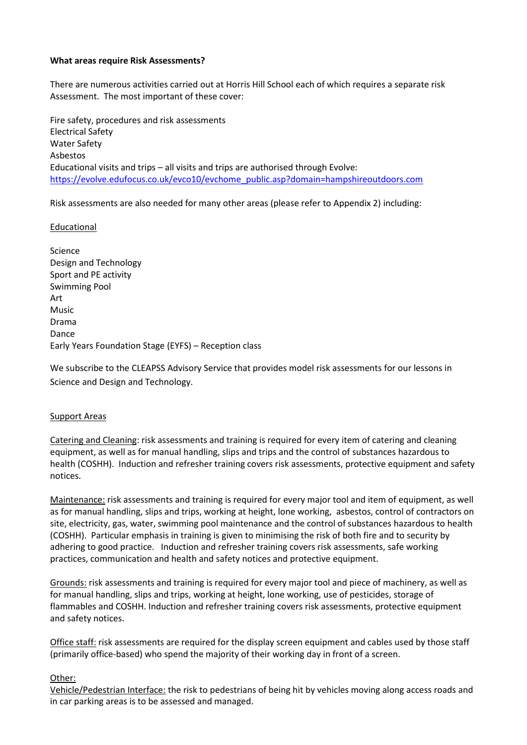**What areas require Risk Assessments?**

There are numerous activities carried out at Horris Hill School each of which requires a separate risk Assessment. The most important of these cover:

Fire safety, procedures and risk assessments
Electrical Safety
Water Safety
Asbestos
Educational visits and trips – all visits and trips are authorised through Evolve: [https://evolve.edufocus.co.uk/evco10/evchome_public.asp?domain=hampshireoutdoors.com](https://evolve.edufocus.co.uk/evco10/evchome_public.asp?domain=hampshireoutdoors.com)

Risk assessments are also needed for many other areas (please refer to Appendix 2) including:

Educational

Science
Design and Technology
Sport and PE activity
Swimming Pool
Art
Music
Drama
Dance
Early Years Foundation Stage (EYFS) – Reception class

We subscribe to the CLEAPSS Advisory Service that provides model risk assessments for our lessons in Science and Design and Technology.

Support Areas

Catering and Cleaning: risk assessments and training is required for every item of catering and cleaning equipment, as well as for manual handling, slips and trips and the control of substances hazardous to health (COSHH). Induction and refresher training covers risk assessments, protective equipment and safety notices.

Maintenance: risk assessments and training is required for every major tool and item of equipment, as well as for manual handling, slips and trips, working at height, lone working, asbestos, control of contractors on site, electricity, gas, water, swimming pool maintenance and the control of substances hazardous to health (COSHH). Particular emphasis in training is given to minimising the risk of both fire and to security by adhering to good practice. Induction and refresher training covers risk assessments, safe working practices, communication and health and safety notices and protective equipment.

Grounds: risk assessments and training is required for every major tool and piece of machinery, as well as for manual handling, slips and trips, working at height, lone working, use of pesticides, storage of flammables and COSHH. Induction and refresher training covers risk assessments, protective equipment and safety notices.

Office staff: risk assessments are required for the display screen equipment and cables used by those staff (primarily office-based) who spend the majority of their working day in front of a screen.

Other:
Vehicle/Pedestrian Interface: the risk to pedestrians of being hit by vehicles moving along access roads and in car parking areas is to be assessed and managed.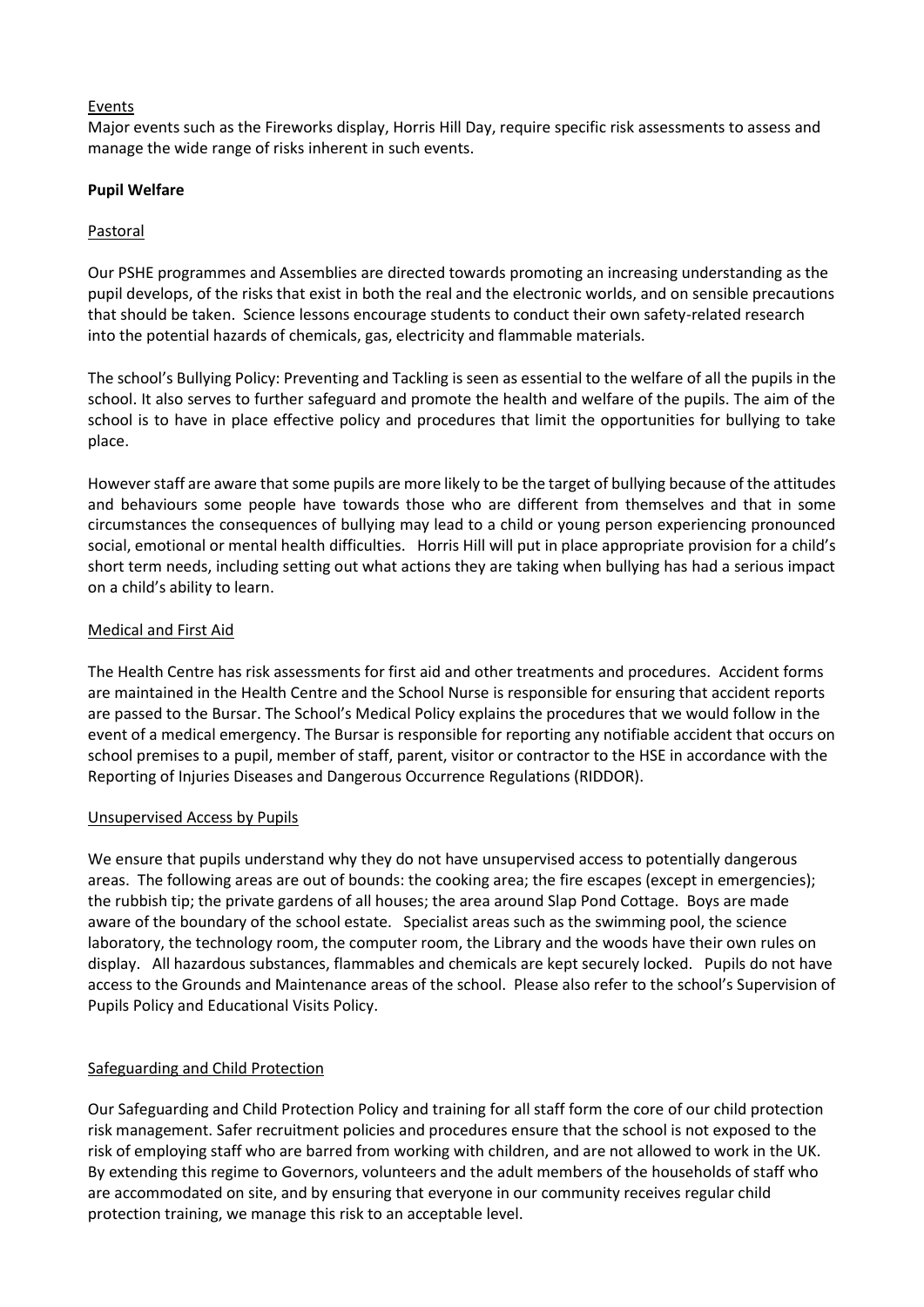Events

Major events such as the Fireworks display, Horris Hill Day, require specific risk assessments to assess and manage the wide range of risks inherent in such events.

**Pupil Welfare**

Pastoral

Our PSHE programmes and Assemblies are directed towards promoting an increasing understanding as the pupil develops, of the risks that exist in both the real and the electronic worlds, and on sensible precautions that should be taken. Science lessons encourage students to conduct their own safety-related research into the potential hazards of chemicals, gas, electricity and flammable materials.

The school's Bullying Policy: Preventing and Tackling is seen as essential to the welfare of all the pupils in the school. It also serves to further safeguard and promote the health and welfare of the pupils. The aim of the school is to have in place effective policy and procedures that limit the opportunities for bullying to take place.

However staff are aware that some pupils are more likely to be the target of bullying because of the attitudes and behaviours some people have towards those who are different from themselves and that in some circumstances the consequences of bullying may lead to a child or young person experiencing pronounced social, emotional or mental health difficulties. Horris Hill will put in place appropriate provision for a child's short term needs, including setting out what actions they are taking when bullying has had a serious impact on a child's ability to learn.

Medical and First Aid

The Health Centre has risk assessments for first aid and other treatments and procedures. Accident forms are maintained in the Health Centre and the School Nurse is responsible for ensuring that accident reports are passed to the Bursar. The School's Medical Policy explains the procedures that we would follow in the event of a medical emergency. The Bursar is responsible for reporting any notifiable accident that occurs on school premises to a pupil, member of staff, parent, visitor or contractor to the HSE in accordance with the Reporting of Injuries Diseases and Dangerous Occurrence Regulations (RIDDOR).

Unsupervised Access by Pupils

We ensure that pupils understand why they do not have unsupervised access to potentially dangerous areas. The following areas are out of bounds: the cooking area; the fire escapes (except in emergencies); the rubbish tip; the private gardens of all houses; the area around Slap Pond Cottage. Boys are made aware of the boundary of the school estate. Specialist areas such as the swimming pool, the science laboratory, the technology room, the computer room, the Library and the woods have their own rules on display. All hazardous substances, flammables and chemicals are kept securely locked. Pupils do not have access to the Grounds and Maintenance areas of the school. Please also refer to the school's Supervision of Pupils Policy and Educational Visits Policy.

Safeguarding and Child Protection

Our Safeguarding and Child Protection Policy and training for all staff form the core of our child protection risk management. Safer recruitment policies and procedures ensure that the school is not exposed to the risk of employing staff who are barred from working with children, and are not allowed to work in the UK. By extending this regime to Governors, volunteers and the adult members of the households of staff who are accommodated on site, and by ensuring that everyone in our community receives regular child protection training, we manage this risk to an acceptable level.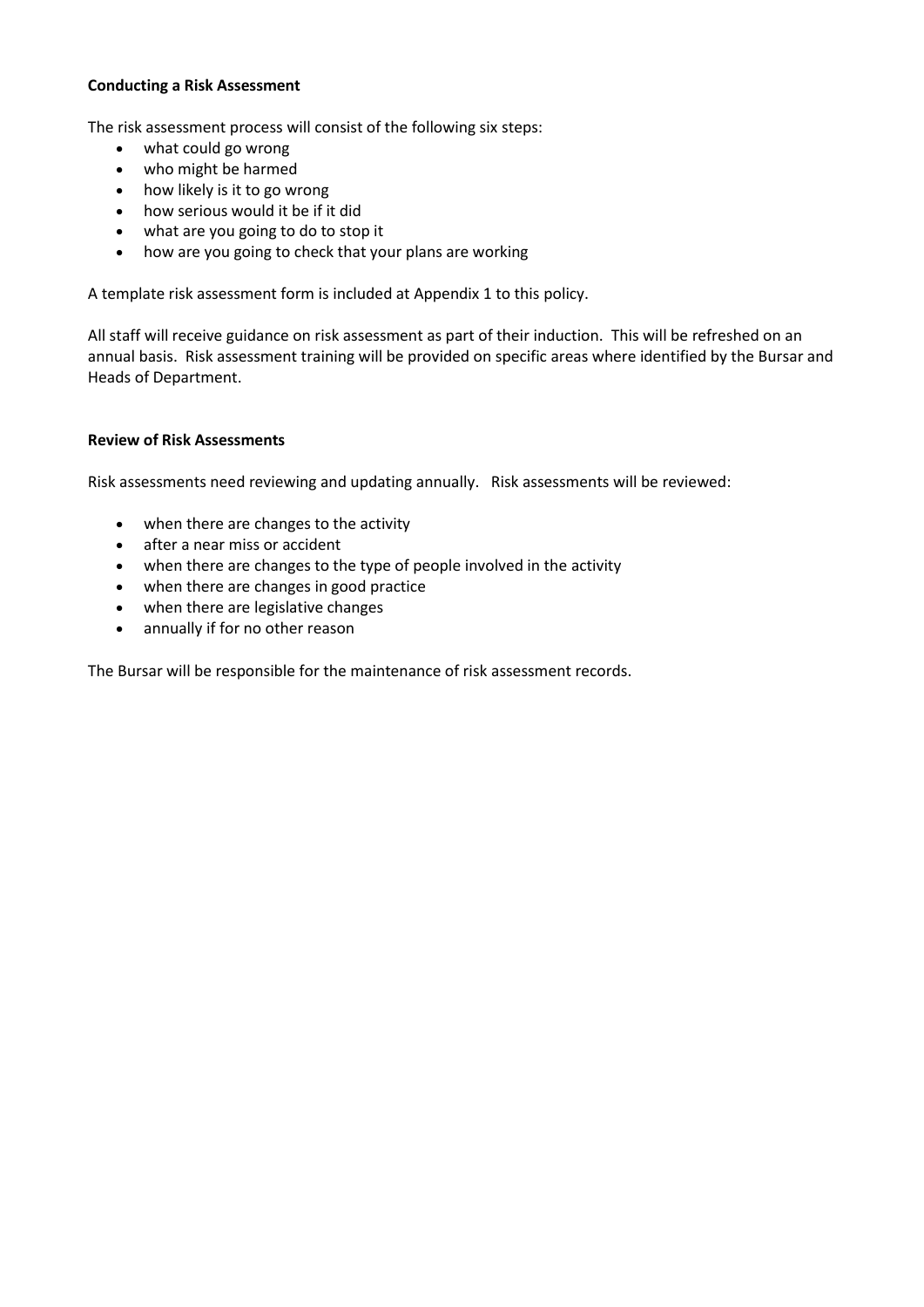**Conducting a Risk Assessment**

The risk assessment process will consist of the following six steps:

- what could go wrong
- who might be harmed
- how likely is it to go wrong
- how serious would it be if it did
- what are you going to do to stop it
- how are you going to check that your plans are working

A template risk assessment form is included at Appendix 1 to this policy.

All staff will receive guidance on risk assessment as part of their induction. This will be refreshed on an annual basis. Risk assessment training will be provided on specific areas where identified by the Bursar and Heads of Department.

**Review of Risk Assessments**

Risk assessments need reviewing and updating annually. Risk assessments will be reviewed:

- when there are changes to the activity
- after a near miss or accident
- when there are changes to the type of people involved in the activity
- when there are changes in good practice
- when there are legislative changes
- annually if for no other reason

The Bursar will be responsible for the maintenance of risk assessment records.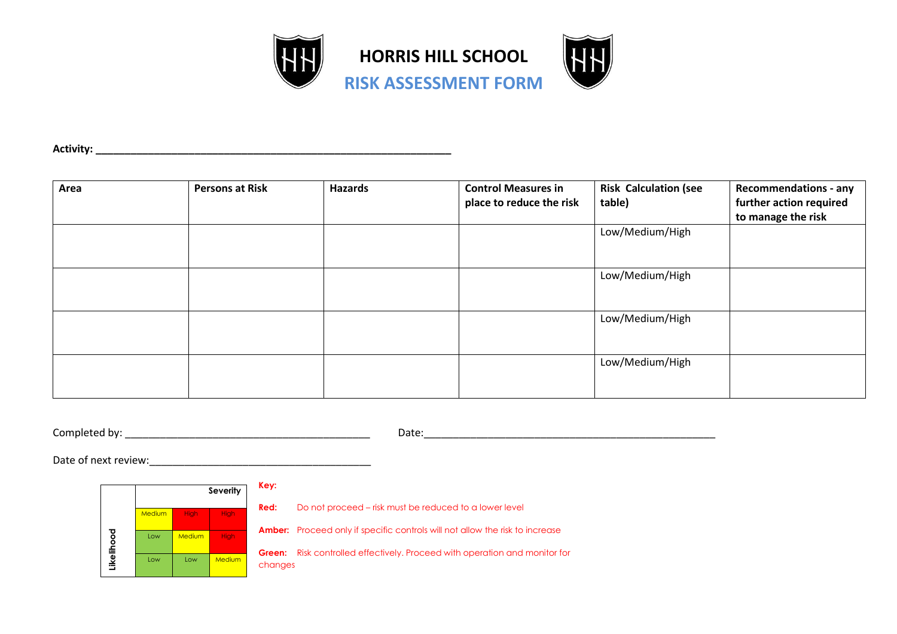# HORRIS HILL SCHOOL

## RISK ASSESSMENT FORM

**Activity: ____________________________________________________________**

| Area | Persons at Risk | Hazards | Control Measures in place to reduce the risk | Risk Calculation (see table) | Recommendations - any further action required to manage the risk |
|---|---|---|---|---|---|
| | | | | Low/Medium/High | |
| | | | | Low/Medium/High | |
| | | | | Low/Medium/High | |
| | | | | Low/Medium/High | |

Completed by: ____________________________________________ Date: ______________________________________________________

Date of next review: _______________________________________

| Likelihood | Severity | | |
|---|---|---|---|
| | Medium | High | High |
| | Low | Medium | High |
| | Low | Low | Medium |

**Key:**

**Red:** Do not proceed – risk must be reduced to a lower level

**Amber:** Proceed only if specific controls will not allow the risk to increase

**Green:** Risk controlled effectively. Proceed with operation and monitor for changes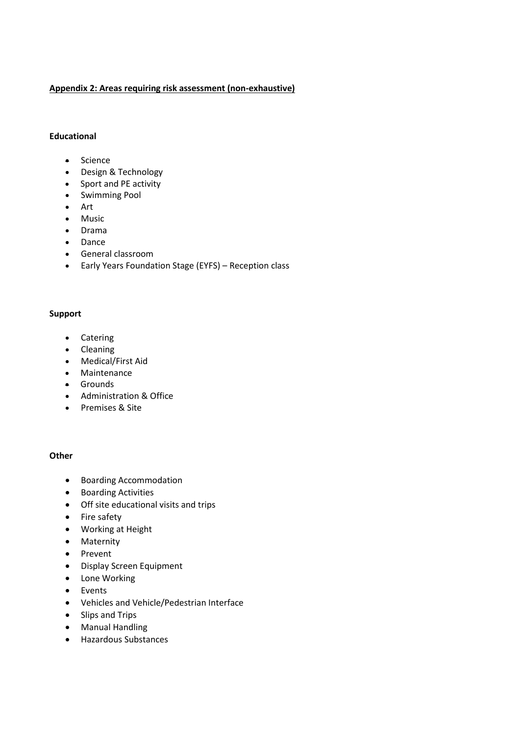**Appendix 2: Areas requiring risk assessment (non-exhaustive)**

**Educational**

- Science
- Design & Technology
- Sport and PE activity
- Swimming Pool
- Art
- Music
- Drama
- Dance
- General classroom
- Early Years Foundation Stage (EYFS) – Reception class

**Support**

- Catering
- Cleaning
- Medical/First Aid
- Maintenance
- Grounds
- Administration & Office
- Premises & Site

**Other**

- Boarding Accommodation
- Boarding Activities
- Off site educational visits and trips
- Fire safety
- Working at Height
- Maternity
- Prevent
- Display Screen Equipment
- Lone Working
- Events
- Vehicles and Vehicle/Pedestrian Interface
- Slips and Trips
- Manual Handling
- Hazardous Substances